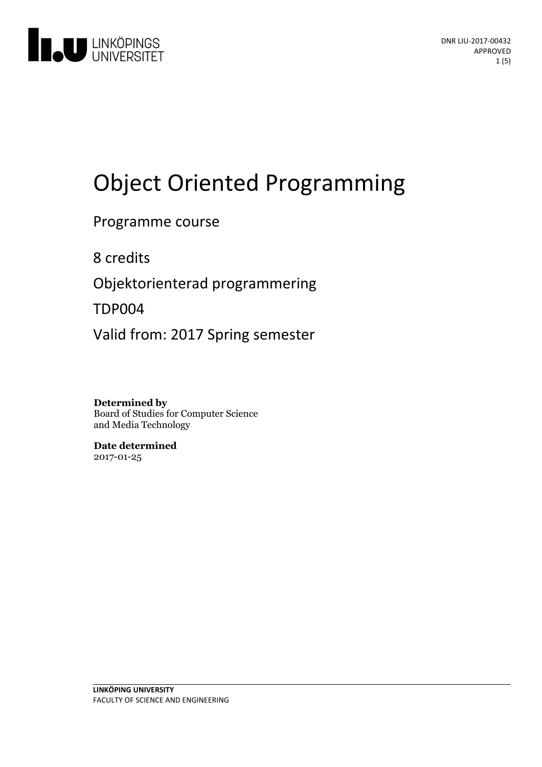DNR LIU-2017-00432
APPROVED

# Object Oriented Programming

Programme course

8 credits

Objektorienterad programmering

TDP004

Valid from: 2017 Spring semester

**Determined by**
Board of Studies for Computer Science and Media Technology

**Date determined**
2017-01-25

**LINKÖPING UNIVERSITY**
FACULTY OF SCIENCE AND ENGINEERING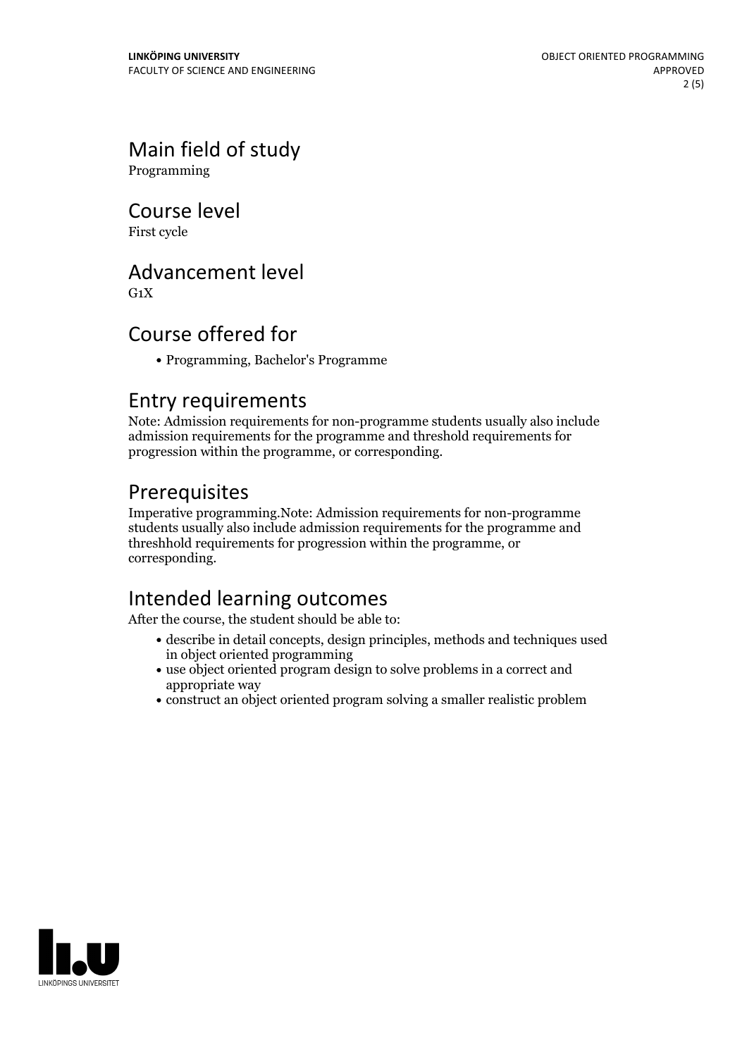## Main field of study

Programming

## Course level

First cycle

## Advancement level

G1X

## Course offered for

- Programming, Bachelor's Programme

## Entry requirements

Note: Admission requirements for non-programme students usually also include admission requirements for the programme and threshold requirements for progression within the programme, or corresponding.

## Prerequisites

Imperative programming.Note: Admission requirements for non-programme students usually also include admission requirements for the programme and threshhold requirements for progression within the programme, or corresponding.

## Intended learning outcomes

After the course, the student should be able to:

- describe in detail concepts, design principles, methods and techniques used in object oriented programming
- use object oriented program design to solve problems in a correct and appropriate way
- construct an object oriented program solving a smaller realistic problem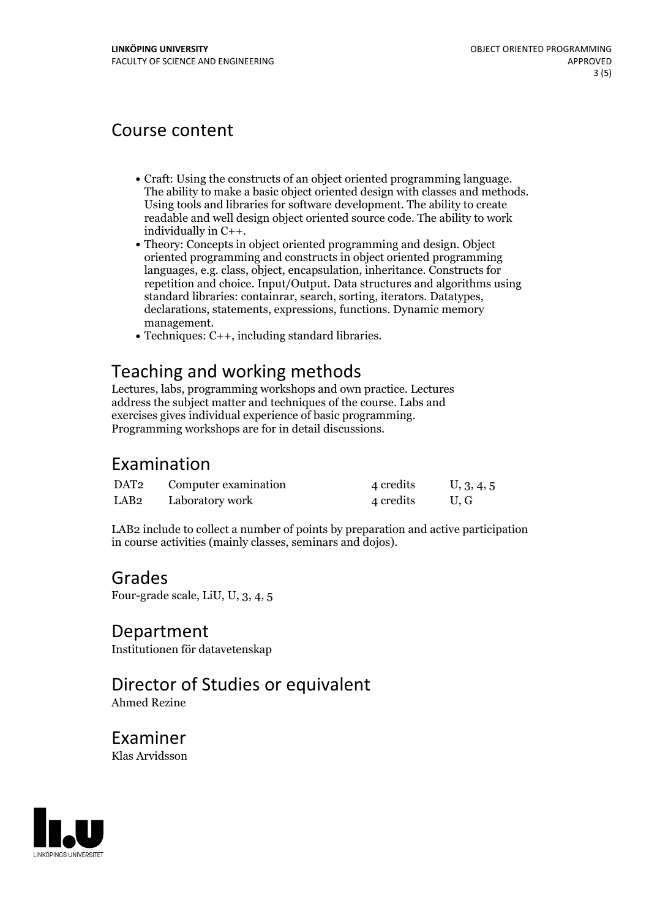## Course content

- Craft: Using the constructs of an object oriented programming language. The ability to make a basic object oriented design with classes and methods. Using tools and libraries for software development. The ability to create readable and well design object oriented source code. The ability to work individually in C++.
- Theory: Concepts in object oriented programming and design. Object oriented programming and constructs in object oriented programming languages, e.g. class, object, encapsulation, inheritance. Constructs for repetition and choice. Input/Output. Data structures and algorithms using standard libraries: containrar, search, sorting, iterators. Datatypes, declarations, statements, expressions, functions. Dynamic memory management.
- Techniques: C++, including standard libraries.

## Teaching and working methods

Lectures, labs, programming workshops and own practice. Lectures address the subject matter and techniques of the course. Labs and exercises gives individual experience of basic programming. Programming workshops are for in detail discussions.

## Examination

| | | | |
|---|---|---|---|
| DAT2 | Computer examination | 4 credits | U, 3, 4, 5 |
| LAB2 | Laboratory work | 4 credits | U, G |

LAB2 include to collect a number of points by preparation and active participation in course activities (mainly classes, seminars and dojos).

## Grades

Four-grade scale, LiU, U, 3, 4, 5

## Department

Institutionen för datavetenskap

## Director of Studies or equivalent

Ahmed Rezine

## Examiner

Klas Arvidsson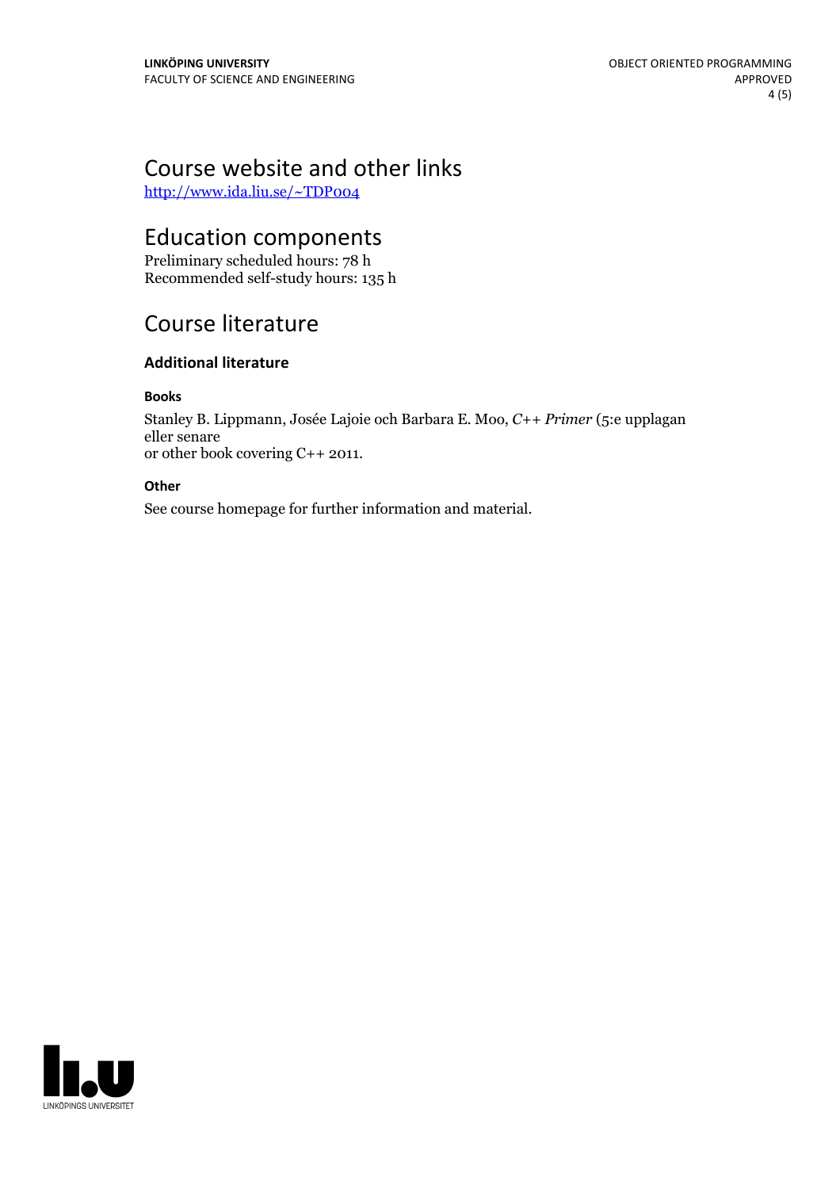# Course website and other links

http://www.ida.liu.se/~TDP004

# Education components

Preliminary scheduled hours: 78 h
Recommended self-study hours: 135 h

# Course literature

### Additional literature

#### Books

Stanley B. Lippmann, Josée Lajoie och Barbara E. Moo, *C++ Primer* (5:e upplagan eller senare
or other book covering C++ 2011.

#### Other

See course homepage for further information and material.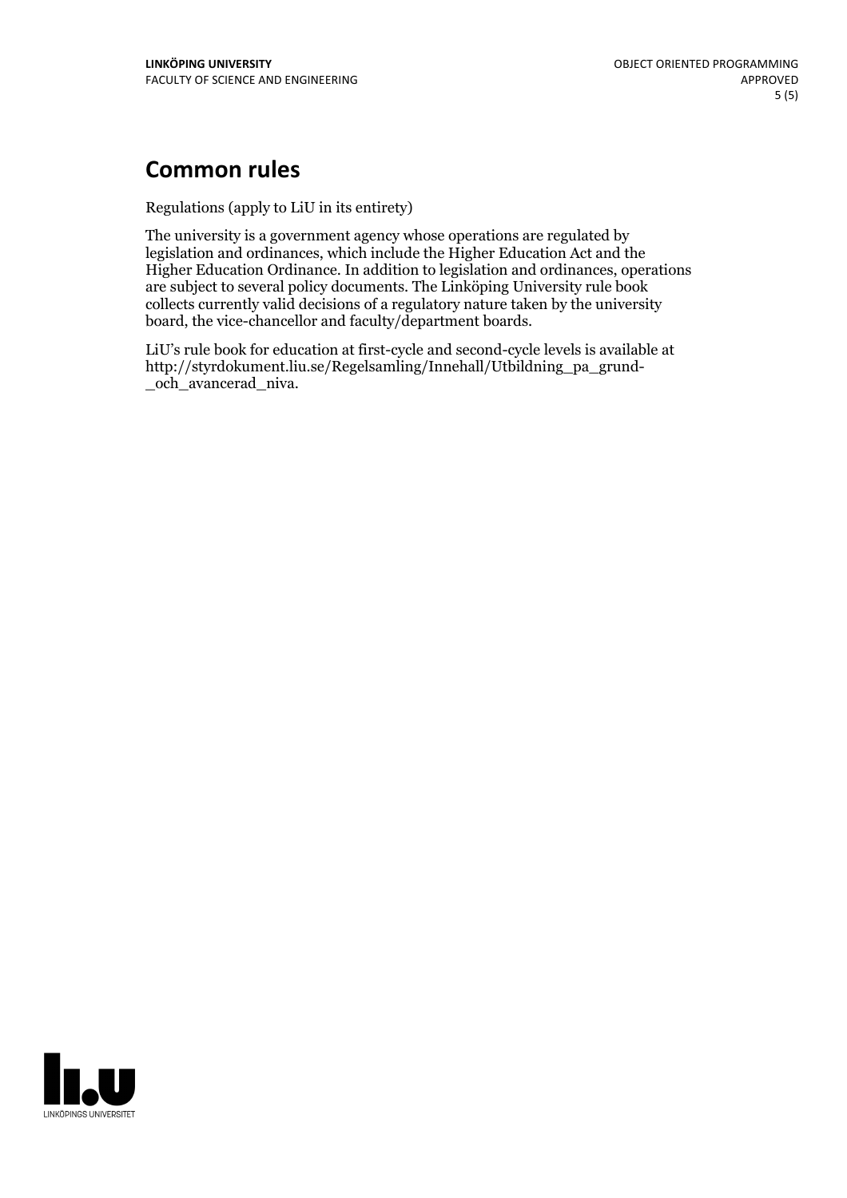## Common rules

Regulations (apply to LiU in its entirety)

The university is a government agency whose operations are regulated by legislation and ordinances, which include the Higher Education Act and the Higher Education Ordinance. In addition to legislation and ordinances, operations are subject to several policy documents. The Linköping University rule book collects currently valid decisions of a regulatory nature taken by the university board, the vice-chancellor and faculty/department boards.

LiU's rule book for education at first-cycle and second-cycle levels is available at http://styrdokument.liu.se/Regelsamling/Innehall/Utbildning_pa_grund-_och_avancerad_niva.